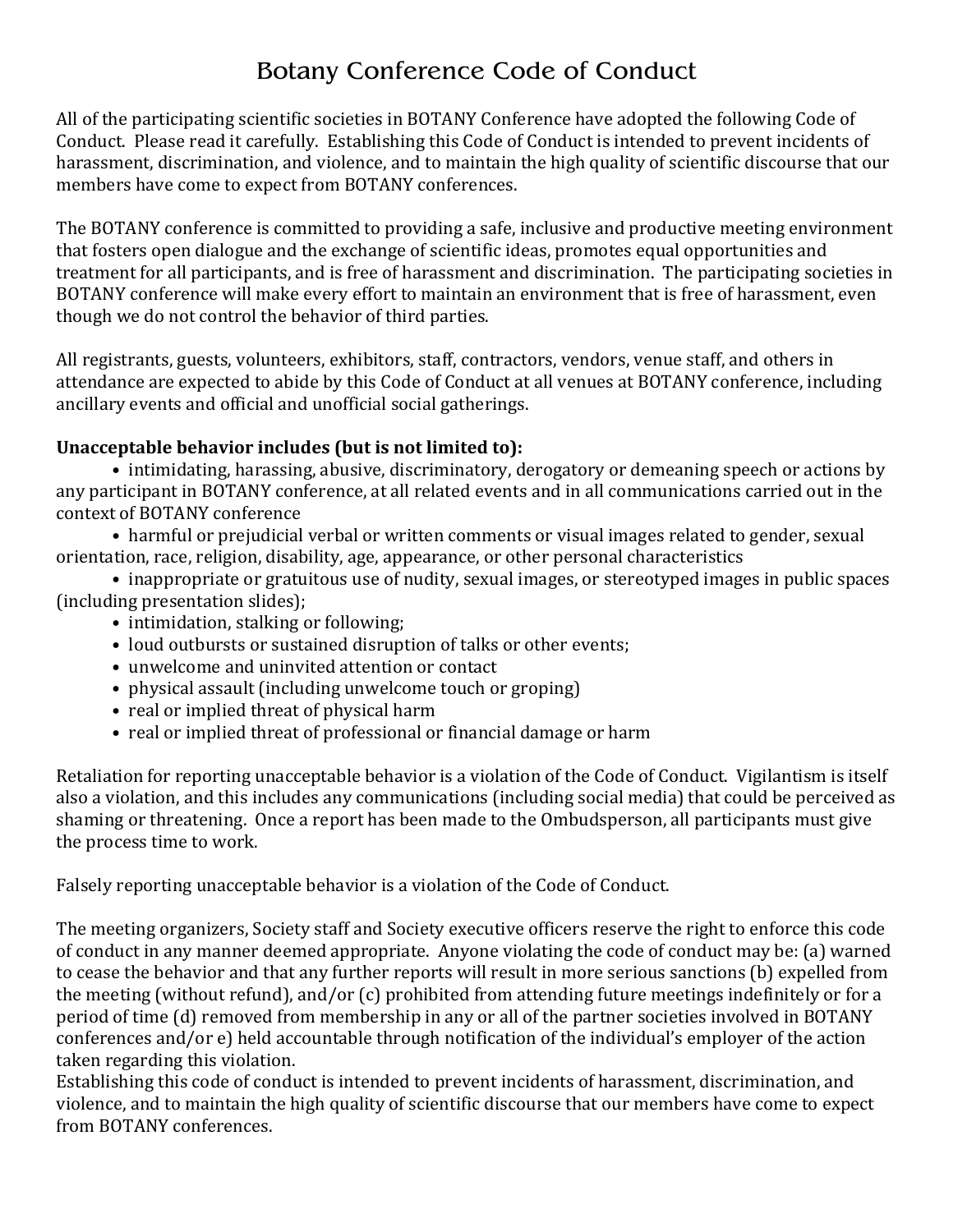# Botany Conference Code of Conduct

All of the participating scientific societies in BOTANY Conference have adopted the following Code of Conduct. Please read it carefully. Establishing this Code of Conduct is intended to prevent incidents of harassment, discrimination, and violence, and to maintain the high quality of scientific discourse that our members have come to expect from BOTANY conferences.

The BOTANY conference is committed to providing a safe, inclusive and productive meeting environment that fosters open dialogue and the exchange of scientific ideas, promotes equal opportunities and treatment for all participants, and is free of harassment and discrimination. The participating societies in BOTANY conference will make every effort to maintain an environment that is free of harassment, even though we do not control the behavior of third parties.

All registrants, guests, volunteers, exhibitors, staff, contractors, vendors, venue staff, and others in attendance are expected to abide by this Code of Conduct at all venues at BOTANY conference, including ancillary events and official and unofficial social gatherings.

**Unacceptable behavior includes (but is not limited to):**

- intimidating, harassing, abusive, discriminatory, derogatory or demeaning speech or actions by any participant in BOTANY conference, at all related events and in all communications carried out in the context of BOTANY conference
- harmful or prejudicial verbal or written comments or visual images related to gender, sexual orientation, race, religion, disability, age, appearance, or other personal characteristics
- inappropriate or gratuitous use of nudity, sexual images, or stereotyped images in public spaces (including presentation slides);
- intimidation, stalking or following;
- loud outbursts or sustained disruption of talks or other events;
- unwelcome and uninvited attention or contact
- physical assault (including unwelcome touch or groping)
- real or implied threat of physical harm
- real or implied threat of professional or financial damage or harm

Retaliation for reporting unacceptable behavior is a violation of the Code of Conduct. Vigilantism is itself also a violation, and this includes any communications (including social media) that could be perceived as shaming or threatening. Once a report has been made to the Ombudsperson, all participants must give the process time to work.

Falsely reporting unacceptable behavior is a violation of the Code of Conduct.

The meeting organizers, Society staff and Society executive officers reserve the right to enforce this code of conduct in any manner deemed appropriate. Anyone violating the code of conduct may be: (a) warned to cease the behavior and that any further reports will result in more serious sanctions (b) expelled from the meeting (without refund), and/or (c) prohibited from attending future meetings indefinitely or for a period of time (d) removed from membership in any or all of the partner societies involved in BOTANY conferences and/or e) held accountable through notification of the individual's employer of the action taken regarding this violation.

Establishing this code of conduct is intended to prevent incidents of harassment, discrimination, and violence, and to maintain the high quality of scientific discourse that our members have come to expect from BOTANY conferences.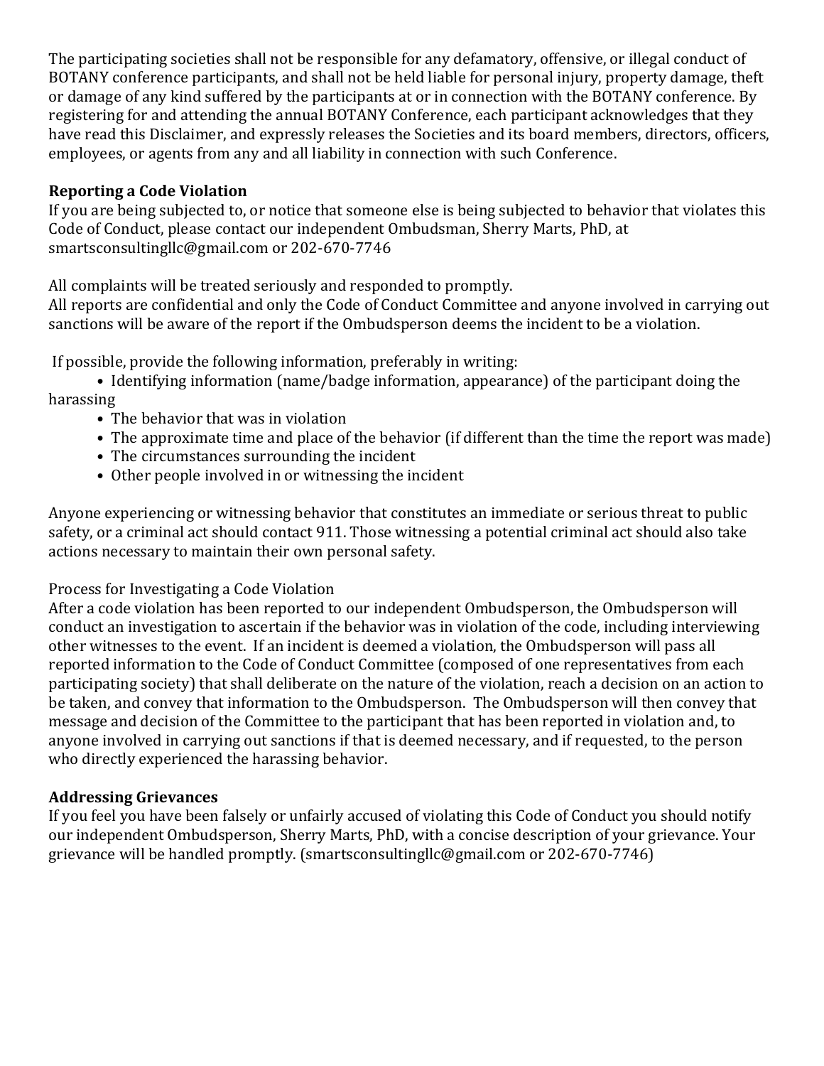The participating societies shall not be responsible for any defamatory, offensive, or illegal conduct of BOTANY conference participants, and shall not be held liable for personal injury, property damage, theft or damage of any kind suffered by the participants at or in connection with the BOTANY conference. By registering for and attending the annual BOTANY Conference, each participant acknowledges that they have read this Disclaimer, and expressly releases the Societies and its board members, directors, officers, employees, or agents from any and all liability in connection with such Conference.

**Reporting a Code Violation**

If you are being subjected to, or notice that someone else is being subjected to behavior that violates this Code of Conduct, please contact our independent Ombudsman, Sherry Marts, PhD, at smartsconsultingllc@gmail.com or 202-670-7746

All complaints will be treated seriously and responded to promptly.
All reports are confidential and only the Code of Conduct Committee and anyone involved in carrying out sanctions will be aware of the report if the Ombudsperson deems the incident to be a violation.

If possible, provide the following information, preferably in writing:

- Identifying information (name/badge information, appearance) of the participant doing the harassing
- The behavior that was in violation
- The approximate time and place of the behavior (if different than the time the report was made)
- The circumstances surrounding the incident
- Other people involved in or witnessing the incident

Anyone experiencing or witnessing behavior that constitutes an immediate or serious threat to public safety, or a criminal act should contact 911. Those witnessing a potential criminal act should also take actions necessary to maintain their own personal safety.

Process for Investigating a Code Violation

After a code violation has been reported to our independent Ombudsperson, the Ombudsperson will conduct an investigation to ascertain if the behavior was in violation of the code, including interviewing other witnesses to the event. If an incident is deemed a violation, the Ombudsperson will pass all reported information to the Code of Conduct Committee (composed of one representatives from each participating society) that shall deliberate on the nature of the violation, reach a decision on an action to be taken, and convey that information to the Ombudsperson. The Ombudsperson will then convey that message and decision of the Committee to the participant that has been reported in violation and, to anyone involved in carrying out sanctions if that is deemed necessary, and if requested, to the person who directly experienced the harassing behavior.

**Addressing Grievances**

If you feel you have been falsely or unfairly accused of violating this Code of Conduct you should notify our independent Ombudsperson, Sherry Marts, PhD, with a concise description of your grievance. Your grievance will be handled promptly. (smartsconsultingllc@gmail.com or 202-670-7746)